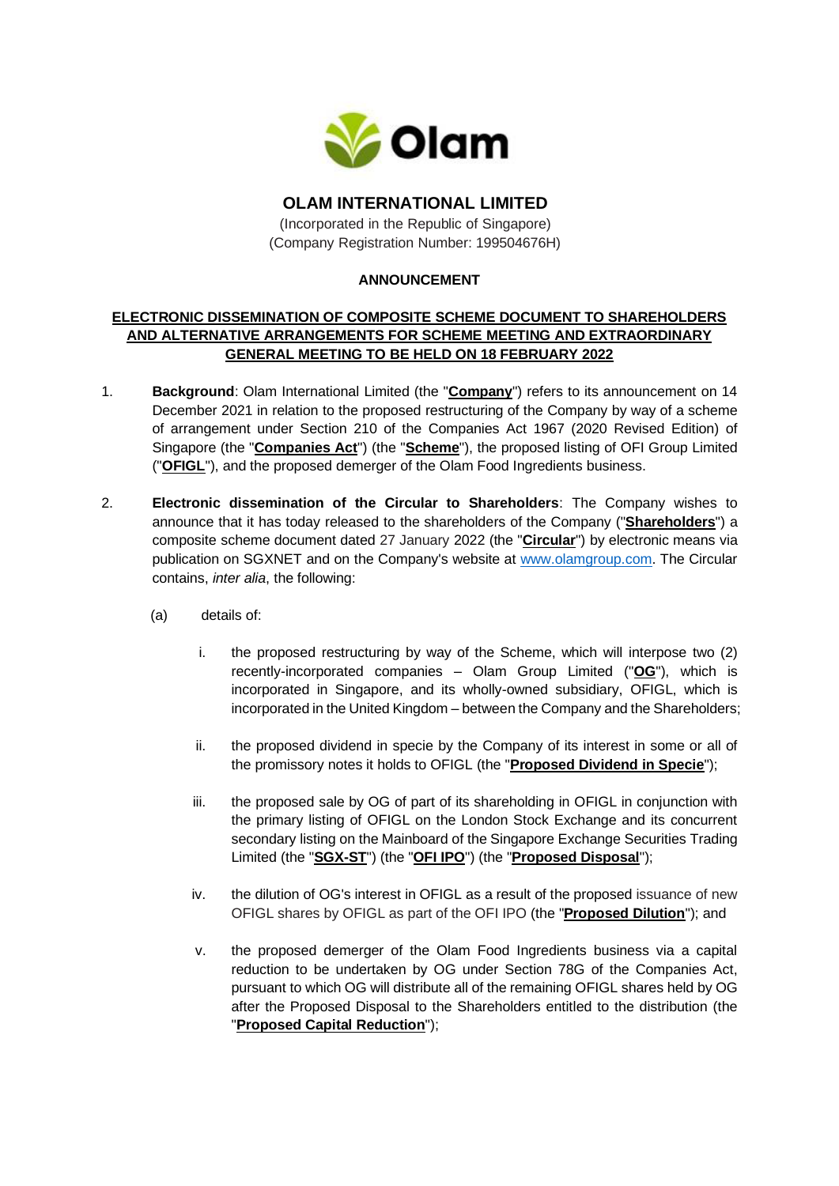# OLAM INTERNATIONAL LIMITED

(Incorporated in the Republic of Singapore)
(Company Registration Number: 199504676H)

**ANNOUNCEMENT**

**ELECTRONIC DISSEMINATION OF COMPOSITE SCHEME DOCUMENT TO SHAREHOLDERS AND ALTERNATIVE ARRANGEMENTS FOR SCHEME MEETING AND EXTRAORDINARY GENERAL MEETING TO BE HELD ON 18 FEBRUARY 2022**

1. **Background**: Olam International Limited (the "**Company**") refers to its announcement on 14 December 2021 in relation to the proposed restructuring of the Company by way of a scheme of arrangement under Section 210 of the Companies Act 1967 (2020 Revised Edition) of Singapore (the "**Companies Act**") (the "**Scheme**"), the proposed listing of OFI Group Limited ("**OFIGL**"), and the proposed demerger of the Olam Food Ingredients business.

2. **Electronic dissemination of the Circular to Shareholders**: The Company wishes to announce that it has today released to the shareholders of the Company ("**Shareholders**") a composite scheme document dated 27 January 2022 (the "**Circular**") by electronic means via publication on SGXNET and on the Company's website at www.olamgroup.com. The Circular contains, *inter alia*, the following:

   (a) details of:

      i. the proposed restructuring by way of the Scheme, which will interpose two (2) recently-incorporated companies – Olam Group Limited ("**OG**"), which is incorporated in Singapore, and its wholly-owned subsidiary, OFIGL, which is incorporated in the United Kingdom – between the Company and the Shareholders;

      ii. the proposed dividend in specie by the Company of its interest in some or all of the promissory notes it holds to OFIGL (the "**Proposed Dividend in Specie**");

      iii. the proposed sale by OG of part of its shareholding in OFIGL in conjunction with the primary listing of OFIGL on the London Stock Exchange and its concurrent secondary listing on the Mainboard of the Singapore Exchange Securities Trading Limited (the "**SGX-ST**") (the "**OFI IPO**") (the "**Proposed Disposal**");

      iv. the dilution of OG's interest in OFIGL as a result of the proposed issuance of new OFIGL shares by OFIGL as part of the OFI IPO (the "**Proposed Dilution**"); and

      v. the proposed demerger of the Olam Food Ingredients business via a capital reduction to be undertaken by OG under Section 78G of the Companies Act, pursuant to which OG will distribute all of the remaining OFIGL shares held by OG after the Proposed Disposal to the Shareholders entitled to the distribution (the "**Proposed Capital Reduction**");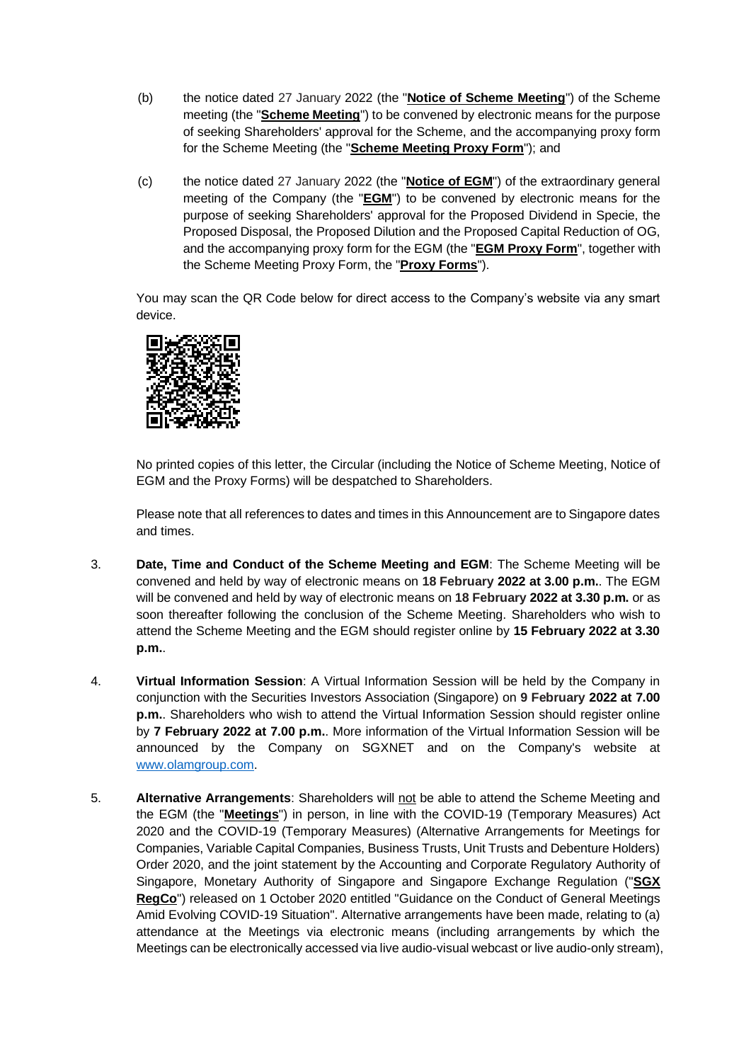(b) the notice dated 27 January 2022 (the "**Notice of Scheme Meeting**") of the Scheme meeting (the "**Scheme Meeting**") to be convened by electronic means for the purpose of seeking Shareholders' approval for the Scheme, and the accompanying proxy form for the Scheme Meeting (the "**Scheme Meeting Proxy Form**"); and

(c) the notice dated 27 January 2022 (the "**Notice of EGM**") of the extraordinary general meeting of the Company (the "**EGM**") to be convened by electronic means for the purpose of seeking Shareholders' approval for the Proposed Dividend in Specie, the Proposed Disposal, the Proposed Dilution and the Proposed Capital Reduction of OG, and the accompanying proxy form for the EGM (the "**EGM Proxy Form**", together with the Scheme Meeting Proxy Form, the "**Proxy Forms**").

You may scan the QR Code below for direct access to the Company's website via any smart device.

No printed copies of this letter, the Circular (including the Notice of Scheme Meeting, Notice of EGM and the Proxy Forms) will be despatched to Shareholders.

Please note that all references to dates and times in this Announcement are to Singapore dates and times.

3. **Date, Time and Conduct of the Scheme Meeting and EGM**: The Scheme Meeting will be convened and held by way of electronic means on **18 February 2022 at 3.00 p.m.**. The EGM will be convened and held by way of electronic means on **18 February 2022 at 3.30 p.m.** or as soon thereafter following the conclusion of the Scheme Meeting. Shareholders who wish to attend the Scheme Meeting and the EGM should register online by **15 February 2022 at 3.30 p.m.**.

4. **Virtual Information Session**: A Virtual Information Session will be held by the Company in conjunction with the Securities Investors Association (Singapore) on **9 February 2022 at 7.00 p.m.**. Shareholders who wish to attend the Virtual Information Session should register online by **7 February 2022 at 7.00 p.m.**. More information of the Virtual Information Session will be announced by the Company on SGXNET and on the Company's website at www.olamgroup.com.

5. **Alternative Arrangements**: Shareholders will not be able to attend the Scheme Meeting and the EGM (the "**Meetings**") in person, in line with the COVID-19 (Temporary Measures) Act 2020 and the COVID-19 (Temporary Measures) (Alternative Arrangements for Meetings for Companies, Variable Capital Companies, Business Trusts, Unit Trusts and Debenture Holders) Order 2020, and the joint statement by the Accounting and Corporate Regulatory Authority of Singapore, Monetary Authority of Singapore and Singapore Exchange Regulation ("**SGX RegCo**") released on 1 October 2020 entitled "Guidance on the Conduct of General Meetings Amid Evolving COVID-19 Situation". Alternative arrangements have been made, relating to (a) attendance at the Meetings via electronic means (including arrangements by which the Meetings can be electronically accessed via live audio-visual webcast or live audio-only stream),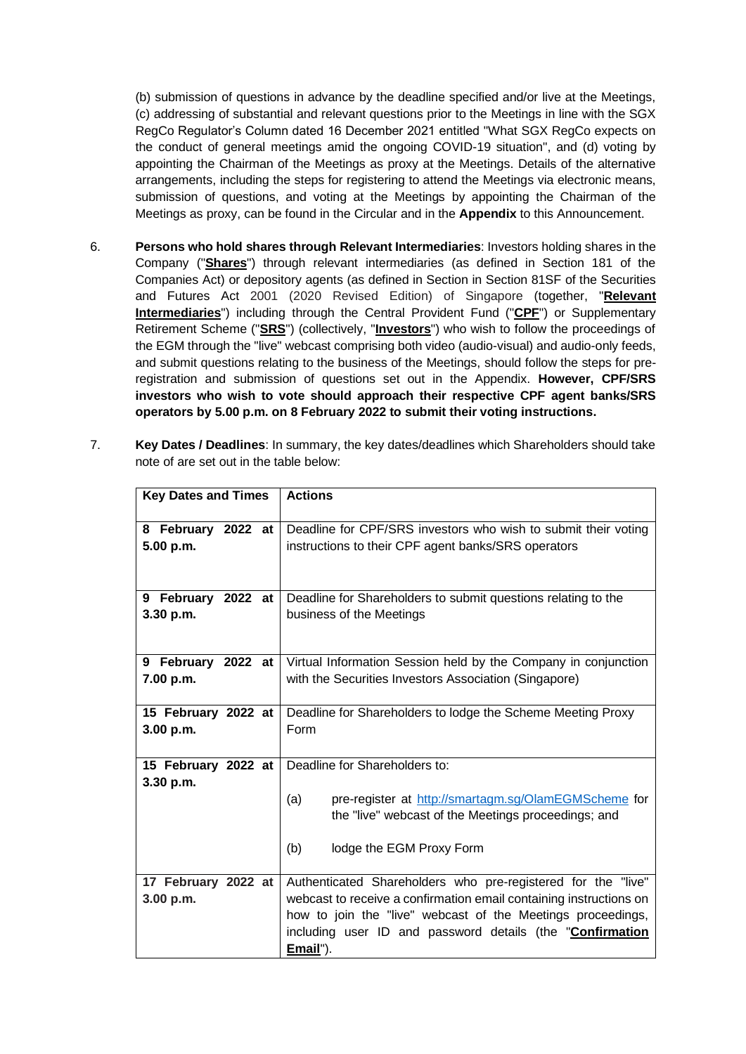(b) submission of questions in advance by the deadline specified and/or live at the Meetings, (c) addressing of substantial and relevant questions prior to the Meetings in line with the SGX RegCo Regulator's Column dated 16 December 2021 entitled "What SGX RegCo expects on the conduct of general meetings amid the ongoing COVID-19 situation", and (d) voting by appointing the Chairman of the Meetings as proxy at the Meetings. Details of the alternative arrangements, including the steps for registering to attend the Meetings via electronic means, submission of questions, and voting at the Meetings by appointing the Chairman of the Meetings as proxy, can be found in the Circular and in the **Appendix** to this Announcement.

6. **Persons who hold shares through Relevant Intermediaries**: Investors holding shares in the Company ("**Shares**") through relevant intermediaries (as defined in Section 181 of the Companies Act) or depository agents (as defined in Section 81SF of the Securities and Futures Act 2001 (2020 Revised Edition) of Singapore (together, "**Relevant Intermediaries**") including through the Central Provident Fund ("**CPF**") or Supplementary Retirement Scheme ("**SRS**") (collectively, "**Investors**") who wish to follow the proceedings of the EGM through the "live" webcast comprising both video (audio-visual) and audio-only feeds, and submit questions relating to the business of the Meetings, should follow the steps for pre-registration and submission of questions set out in the Appendix. **However, CPF/SRS investors who wish to vote should approach their respective CPF agent banks/SRS operators by 5.00 p.m. on 8 February 2022 to submit their voting instructions.**

7. **Key Dates / Deadlines**: In summary, the key dates/deadlines which Shareholders should take note of are set out in the table below:

| Key Dates and Times | Actions |
|---|---|
| **8 February 2022 at 5.00 p.m.** | Deadline for CPF/SRS investors who wish to submit their voting instructions to their CPF agent banks/SRS operators |
| **9 February 2022 at 3.30 p.m.** | Deadline for Shareholders to submit questions relating to the business of the Meetings |
| **9 February 2022 at 7.00 p.m.** | Virtual Information Session held by the Company in conjunction with the Securities Investors Association (Singapore) |
| **15 February 2022 at 3.00 p.m.** | Deadline for Shareholders to lodge the Scheme Meeting Proxy Form |
| **15 February 2022 at 3.30 p.m.** | Deadline for Shareholders to:<br>(a) pre-register at http://smartagm.sg/OlamEGMScheme for the "live" webcast of the Meetings proceedings; and<br>(b) lodge the EGM Proxy Form |
| **17 February 2022 at 3.00 p.m.** | Authenticated Shareholders who pre-registered for the "live" webcast to receive a confirmation email containing instructions on how to join the "live" webcast of the Meetings proceedings, including user ID and password details (the "**Confirmation Email**"). |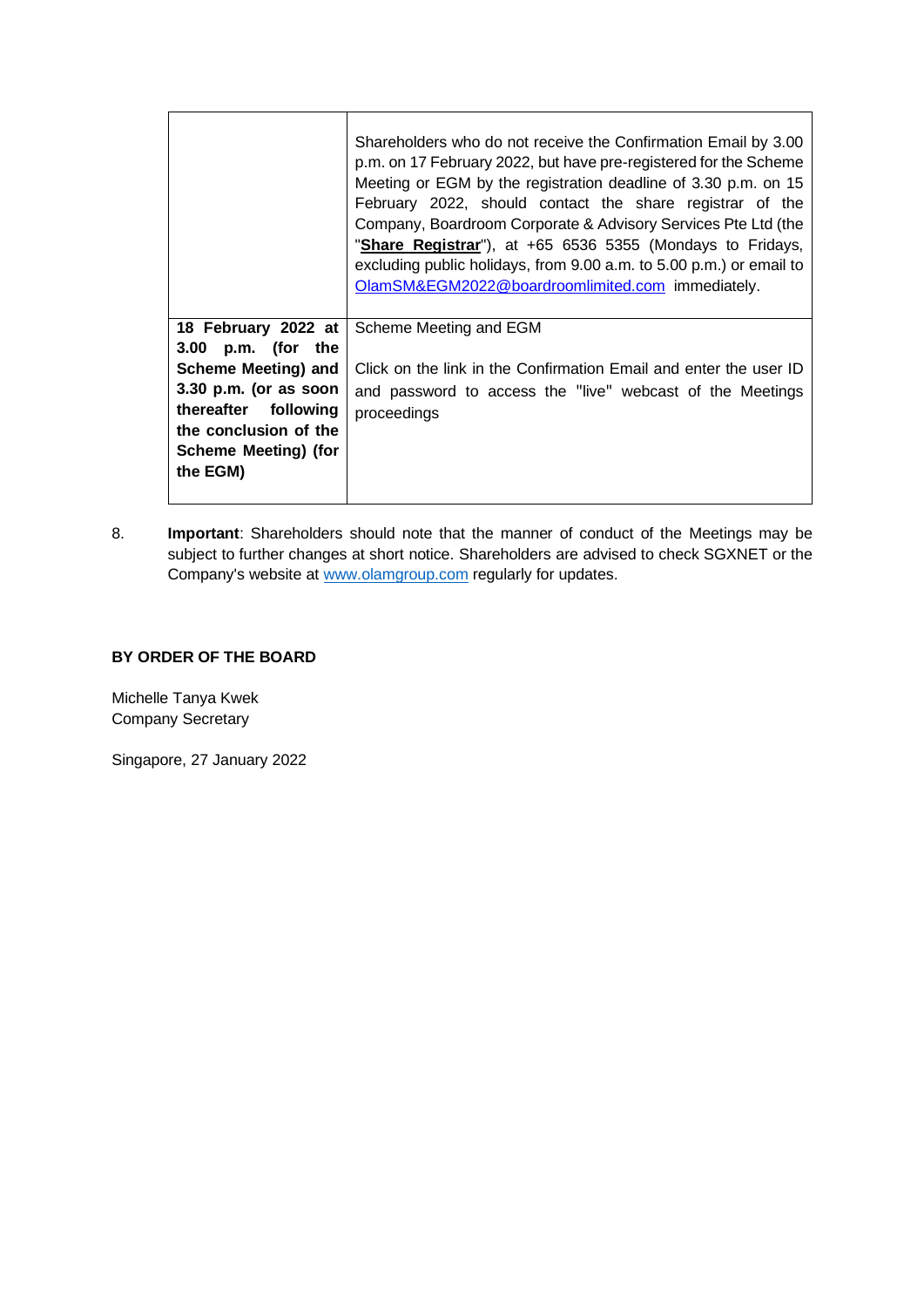| | |
|---|---|
| | Shareholders who do not receive the Confirmation Email by 3.00 p.m. on 17 February 2022, but have pre-registered for the Scheme Meeting or EGM by the registration deadline of 3.30 p.m. on 15 February 2022, should contact the share registrar of the Company, Boardroom Corporate & Advisory Services Pte Ltd (the "**Share Registrar**"), at +65 6536 5355 (Mondays to Fridays, excluding public holidays, from 9.00 a.m. to 5.00 p.m.) or email to OlamSM&EGM2022@boardroomlimited.com immediately. |
| **18 February 2022 at 3.00 p.m. (for the Scheme Meeting) and 3.30 p.m. (or as soon thereafter following the conclusion of the Scheme Meeting) (for the EGM)** | Scheme Meeting and EGM<br><br>Click on the link in the Confirmation Email and enter the user ID and password to access the "live" webcast of the Meetings proceedings |

8. **Important**: Shareholders should note that the manner of conduct of the Meetings may be subject to further changes at short notice. Shareholders are advised to check SGXNET or the Company's website at www.olamgroup.com regularly for updates.

**BY ORDER OF THE BOARD**

Michelle Tanya Kwek
Company Secretary

Singapore, 27 January 2022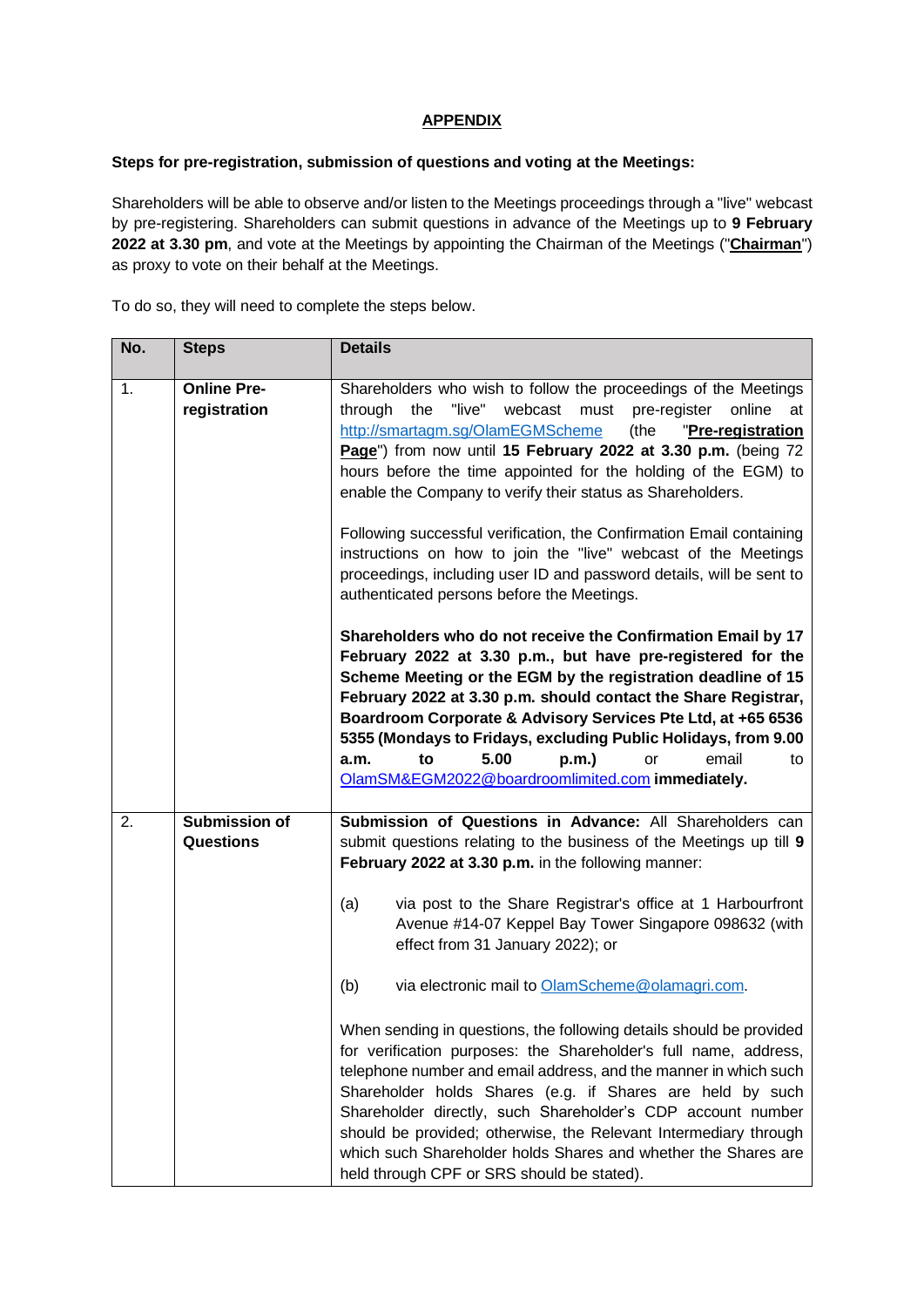## APPENDIX

**Steps for pre-registration, submission of questions and voting at the Meetings:**

Shareholders will be able to observe and/or listen to the Meetings proceedings through a "live" webcast by pre-registering. Shareholders can submit questions in advance of the Meetings up to **9 February 2022 at 3.30 pm**, and vote at the Meetings by appointing the Chairman of the Meetings ("**Chairman**") as proxy to vote on their behalf at the Meetings.

To do so, they will need to complete the steps below.

| No. | Steps | Details |
|---|---|---|
| 1. | **Online Pre-registration** | Shareholders who wish to follow the proceedings of the Meetings through the "live" webcast must pre-register online at http://smartagm.sg/OlamEGMScheme (the "**Pre-registration Page**") from now until **15 February 2022 at 3.30 p.m.** (being 72 hours before the time appointed for the holding of the EGM) to enable the Company to verify their status as Shareholders.<br><br>Following successful verification, the Confirmation Email containing instructions on how to join the "live" webcast of the Meetings proceedings, including user ID and password details, will be sent to authenticated persons before the Meetings.<br><br>**Shareholders who do not receive the Confirmation Email by 17 February 2022 at 3.30 p.m., but have pre-registered for the Scheme Meeting or the EGM by the registration deadline of 15 February 2022 at 3.30 p.m. should contact the Share Registrar, Boardroom Corporate & Advisory Services Pte Ltd, at +65 6536 5355 (Mondays to Fridays, excluding Public Holidays, from 9.00 a.m. to 5.00 p.m.)** or email to OlamSM&EGM2022@boardroomlimited.com **immediately.** |
| 2. | **Submission of Questions** | **Submission of Questions in Advance:** All Shareholders can submit questions relating to the business of the Meetings up till **9 February 2022 at 3.30 p.m.** in the following manner:<br><br>(a) via post to the Share Registrar's office at 1 Harbourfront Avenue #14-07 Keppel Bay Tower Singapore 098632 (with effect from 31 January 2022); or<br><br>(b) via electronic mail to OlamScheme@olamagri.com.<br><br>When sending in questions, the following details should be provided for verification purposes: the Shareholder's full name, address, telephone number and email address, and the manner in which such Shareholder holds Shares (e.g. if Shares are held by such Shareholder directly, such Shareholder's CDP account number should be provided; otherwise, the Relevant Intermediary through which such Shareholder holds Shares and whether the Shares are held through CPF or SRS should be stated). |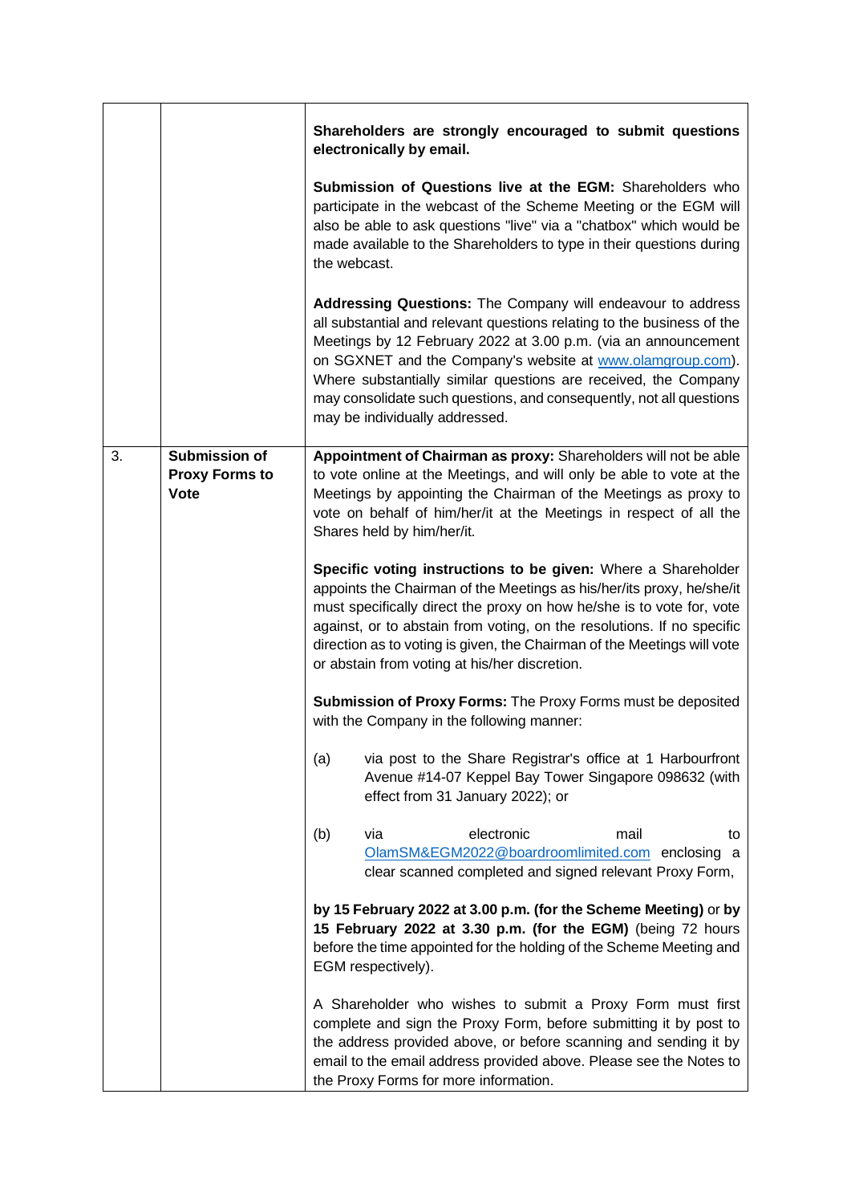| | | |
|---|---|---|
| | | **Shareholders are strongly encouraged to submit questions electronically by email.**<br><br>**Submission of Questions live at the EGM:** Shareholders who participate in the webcast of the Scheme Meeting or the EGM will also be able to ask questions "live" via a "chatbox" which would be made available to the Shareholders to type in their questions during the webcast.<br><br>**Addressing Questions:** The Company will endeavour to address all substantial and relevant questions relating to the business of the Meetings by 12 February 2022 at 3.00 p.m. (via an announcement on SGXNET and the Company's website at www.olamgroup.com). Where substantially similar questions are received, the Company may consolidate such questions, and consequently, not all questions may be individually addressed. |
| 3. | **Submission of Proxy Forms to Vote** | **Appointment of Chairman as proxy:** Shareholders will not be able to vote online at the Meetings, and will only be able to vote at the Meetings by appointing the Chairman of the Meetings as proxy to vote on behalf of him/her/it at the Meetings in respect of all the Shares held by him/her/it.<br><br>**Specific voting instructions to be given:** Where a Shareholder appoints the Chairman of the Meetings as his/her/its proxy, he/she/it must specifically direct the proxy on how he/she is to vote for, vote against, or to abstain from voting, on the resolutions. If no specific direction as to voting is given, the Chairman of the Meetings will vote or abstain from voting at his/her discretion.<br><br>**Submission of Proxy Forms:** The Proxy Forms must be deposited with the Company in the following manner:<br><br>(a) via post to the Share Registrar's office at 1 Harbourfront Avenue #14-07 Keppel Bay Tower Singapore 098632 (with effect from 31 January 2022); or<br><br>(b) via electronic mail to OlamSM&EGM2022@boardroomlimited.com enclosing a clear scanned completed and signed relevant Proxy Form,<br><br>**by 15 February 2022 at 3.00 p.m. (for the Scheme Meeting)** or **by 15 February 2022 at 3.30 p.m. (for the EGM)** (being 72 hours before the time appointed for the holding of the Scheme Meeting and EGM respectively).<br><br>A Shareholder who wishes to submit a Proxy Form must first complete and sign the Proxy Form, before submitting it by post to the address provided above, or before scanning and sending it by email to the email address provided above. Please see the Notes to the Proxy Forms for more information. |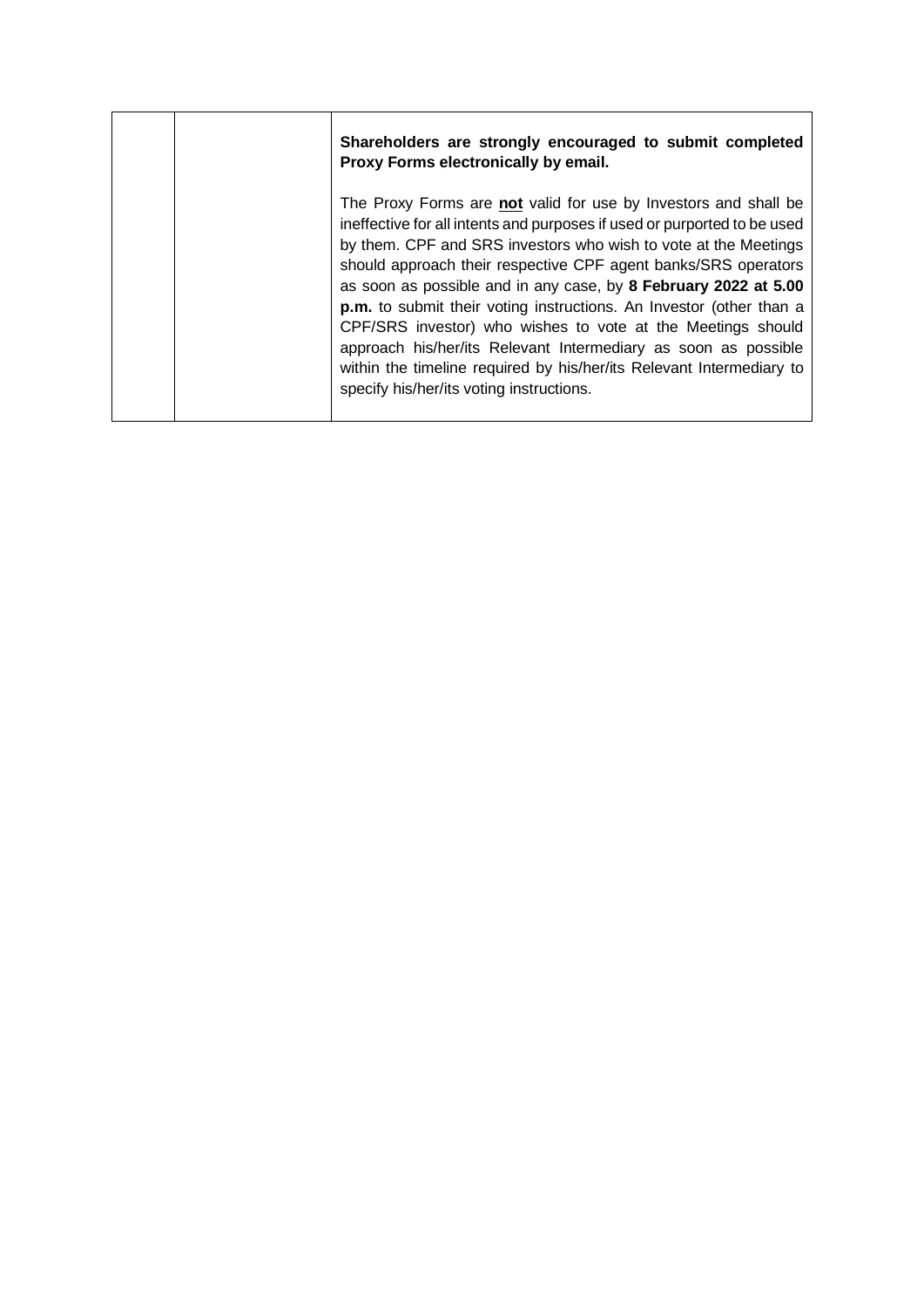|  |  | **Shareholders are strongly encouraged to submit completed Proxy Forms electronically by email.**<br><br>The Proxy Forms are **not** valid for use by Investors and shall be ineffective for all intents and purposes if used or purported to be used by them. CPF and SRS investors who wish to vote at the Meetings should approach their respective CPF agent banks/SRS operators as soon as possible and in any case, by **8 February 2022 at 5.00 p.m.** to submit their voting instructions. An Investor (other than a CPF/SRS investor) who wishes to vote at the Meetings should approach his/her/its Relevant Intermediary as soon as possible within the timeline required by his/her/its Relevant Intermediary to specify his/her/its voting instructions. |
|---|---|---|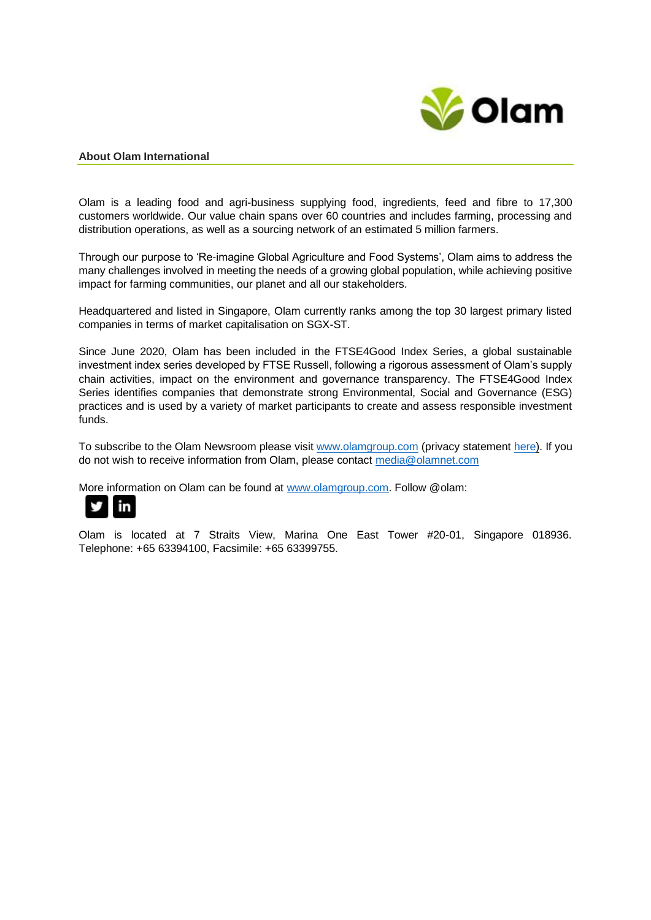**About Olam International**

Olam is a leading food and agri-business supplying food, ingredients, feed and fibre to 17,300 customers worldwide. Our value chain spans over 60 countries and includes farming, processing and distribution operations, as well as a sourcing network of an estimated 5 million farmers.

Through our purpose to 'Re-imagine Global Agriculture and Food Systems', Olam aims to address the many challenges involved in meeting the needs of a growing global population, while achieving positive impact for farming communities, our planet and all our stakeholders.

Headquartered and listed in Singapore, Olam currently ranks among the top 30 largest primary listed companies in terms of market capitalisation on SGX-ST.

Since June 2020, Olam has been included in the FTSE4Good Index Series, a global sustainable investment index series developed by FTSE Russell, following a rigorous assessment of Olam's supply chain activities, impact on the environment and governance transparency. The FTSE4Good Index Series identifies companies that demonstrate strong Environmental, Social and Governance (ESG) practices and is used by a variety of market participants to create and assess responsible investment funds.

To subscribe to the Olam Newsroom please visit www.olamgroup.com (privacy statement here). If you do not wish to receive information from Olam, please contact media@olamnet.com

More information on Olam can be found at www.olamgroup.com. Follow @olam:

Olam is located at 7 Straits View, Marina One East Tower #20-01, Singapore 018936. Telephone: +65 63394100, Facsimile: +65 63399755.